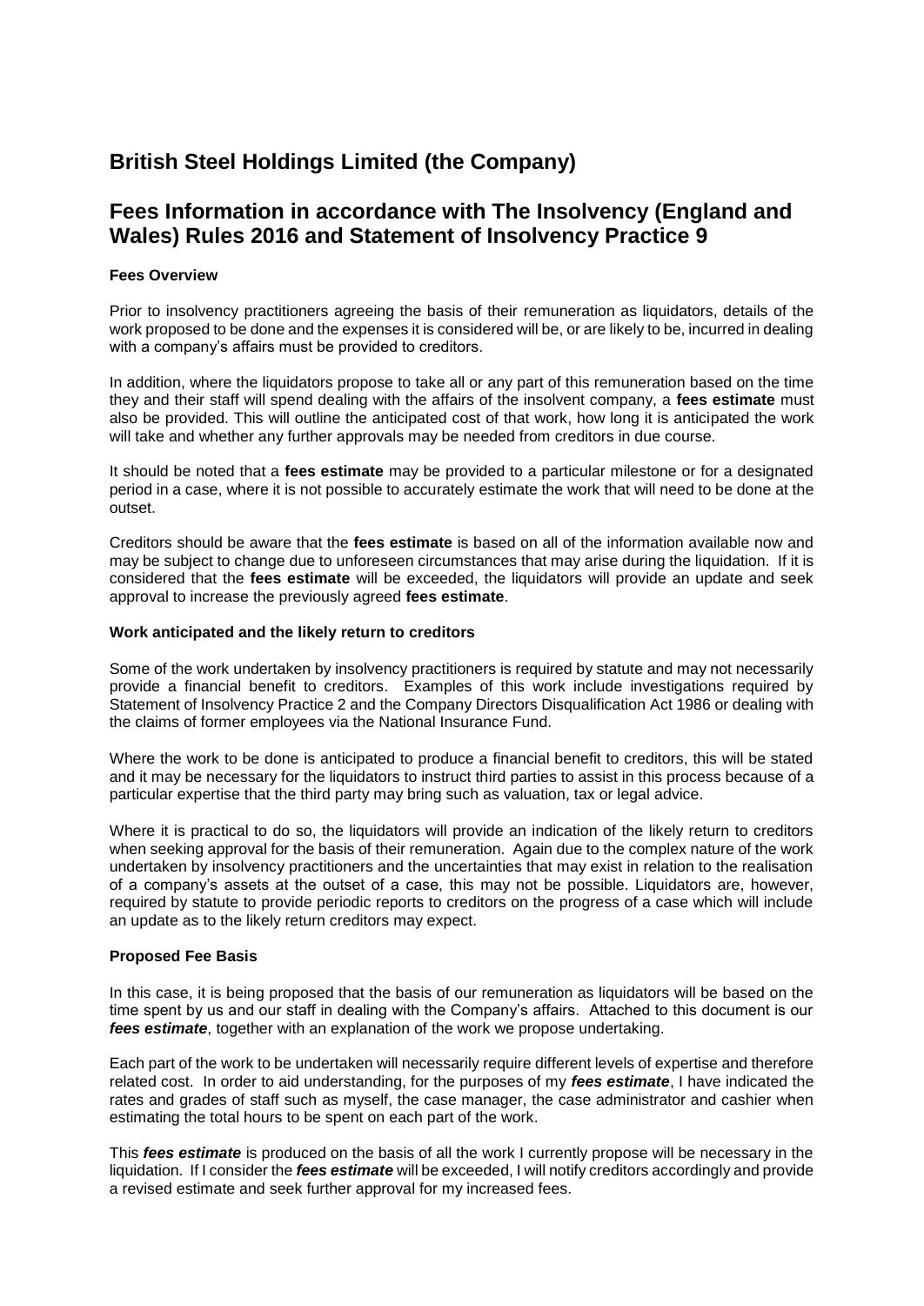# British Steel Holdings Limited (the Company)

## Fees Information in accordance with The Insolvency (England and Wales) Rules 2016 and Statement of Insolvency Practice 9

### Fees Overview

Prior to insolvency practitioners agreeing the basis of their remuneration as liquidators, details of the work proposed to be done and the expenses it is considered will be, or are likely to be, incurred in dealing with a company's affairs must be provided to creditors.

In addition, where the liquidators propose to take all or any part of this remuneration based on the time they and their staff will spend dealing with the affairs of the insolvent company, a **fees estimate** must also be provided. This will outline the anticipated cost of that work, how long it is anticipated the work will take and whether any further approvals may be needed from creditors in due course.

It should be noted that a **fees estimate** may be provided to a particular milestone or for a designated period in a case, where it is not possible to accurately estimate the work that will need to be done at the outset.

Creditors should be aware that the **fees estimate** is based on all of the information available now and may be subject to change due to unforeseen circumstances that may arise during the liquidation. If it is considered that the **fees estimate** will be exceeded, the liquidators will provide an update and seek approval to increase the previously agreed **fees estimate**.

### Work anticipated and the likely return to creditors

Some of the work undertaken by insolvency practitioners is required by statute and may not necessarily provide a financial benefit to creditors. Examples of this work include investigations required by Statement of Insolvency Practice 2 and the Company Directors Disqualification Act 1986 or dealing with the claims of former employees via the National Insurance Fund.

Where the work to be done is anticipated to produce a financial benefit to creditors, this will be stated and it may be necessary for the liquidators to instruct third parties to assist in this process because of a particular expertise that the third party may bring such as valuation, tax or legal advice.

Where it is practical to do so, the liquidators will provide an indication of the likely return to creditors when seeking approval for the basis of their remuneration. Again due to the complex nature of the work undertaken by insolvency practitioners and the uncertainties that may exist in relation to the realisation of a company's assets at the outset of a case, this may not be possible. Liquidators are, however, required by statute to provide periodic reports to creditors on the progress of a case which will include an update as to the likely return creditors may expect.

### Proposed Fee Basis

In this case, it is being proposed that the basis of our remuneration as liquidators will be based on the time spent by us and our staff in dealing with the Company's affairs. Attached to this document is our ***fees estimate***, together with an explanation of the work we propose undertaking.

Each part of the work to be undertaken will necessarily require different levels of expertise and therefore related cost. In order to aid understanding, for the purposes of my ***fees estimate***, I have indicated the rates and grades of staff such as myself, the case manager, the case administrator and cashier when estimating the total hours to be spent on each part of the work.

This ***fees estimate*** is produced on the basis of all the work I currently propose will be necessary in the liquidation. If I consider the ***fees estimate*** will be exceeded, I will notify creditors accordingly and provide a revised estimate and seek further approval for my increased fees.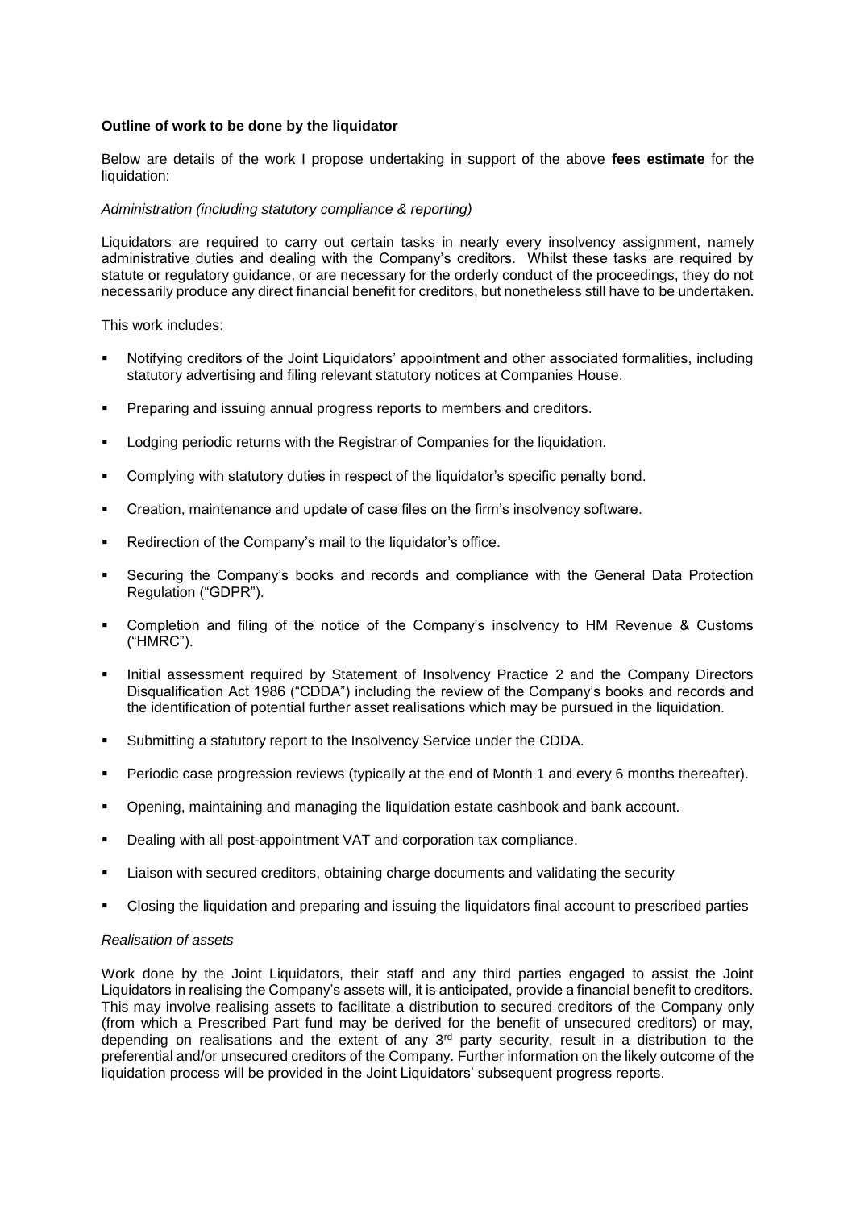**Outline of work to be done by the liquidator**

Below are details of the work I propose undertaking in support of the above **fees estimate** for the liquidation:

*Administration (including statutory compliance & reporting)*

Liquidators are required to carry out certain tasks in nearly every insolvency assignment, namely administrative duties and dealing with the Company's creditors. Whilst these tasks are required by statute or regulatory guidance, or are necessary for the orderly conduct of the proceedings, they do not necessarily produce any direct financial benefit for creditors, but nonetheless still have to be undertaken.

This work includes:

- Notifying creditors of the Joint Liquidators' appointment and other associated formalities, including statutory advertising and filing relevant statutory notices at Companies House.
- Preparing and issuing annual progress reports to members and creditors.
- Lodging periodic returns with the Registrar of Companies for the liquidation.
- Complying with statutory duties in respect of the liquidator's specific penalty bond.
- Creation, maintenance and update of case files on the firm's insolvency software.
- Redirection of the Company's mail to the liquidator's office.
- Securing the Company's books and records and compliance with the General Data Protection Regulation ("GDPR").
- Completion and filing of the notice of the Company's insolvency to HM Revenue & Customs ("HMRC").
- Initial assessment required by Statement of Insolvency Practice 2 and the Company Directors Disqualification Act 1986 ("CDDA") including the review of the Company's books and records and the identification of potential further asset realisations which may be pursued in the liquidation.
- Submitting a statutory report to the Insolvency Service under the CDDA.
- Periodic case progression reviews (typically at the end of Month 1 and every 6 months thereafter).
- Opening, maintaining and managing the liquidation estate cashbook and bank account.
- Dealing with all post-appointment VAT and corporation tax compliance.
- Liaison with secured creditors, obtaining charge documents and validating the security
- Closing the liquidation and preparing and issuing the liquidators final account to prescribed parties

*Realisation of assets*

Work done by the Joint Liquidators, their staff and any third parties engaged to assist the Joint Liquidators in realising the Company's assets will, it is anticipated, provide a financial benefit to creditors. This may involve realising assets to facilitate a distribution to secured creditors of the Company only (from which a Prescribed Part fund may be derived for the benefit of unsecured creditors) or may, depending on realisations and the extent of any 3rd party security, result in a distribution to the preferential and/or unsecured creditors of the Company. Further information on the likely outcome of the liquidation process will be provided in the Joint Liquidators' subsequent progress reports.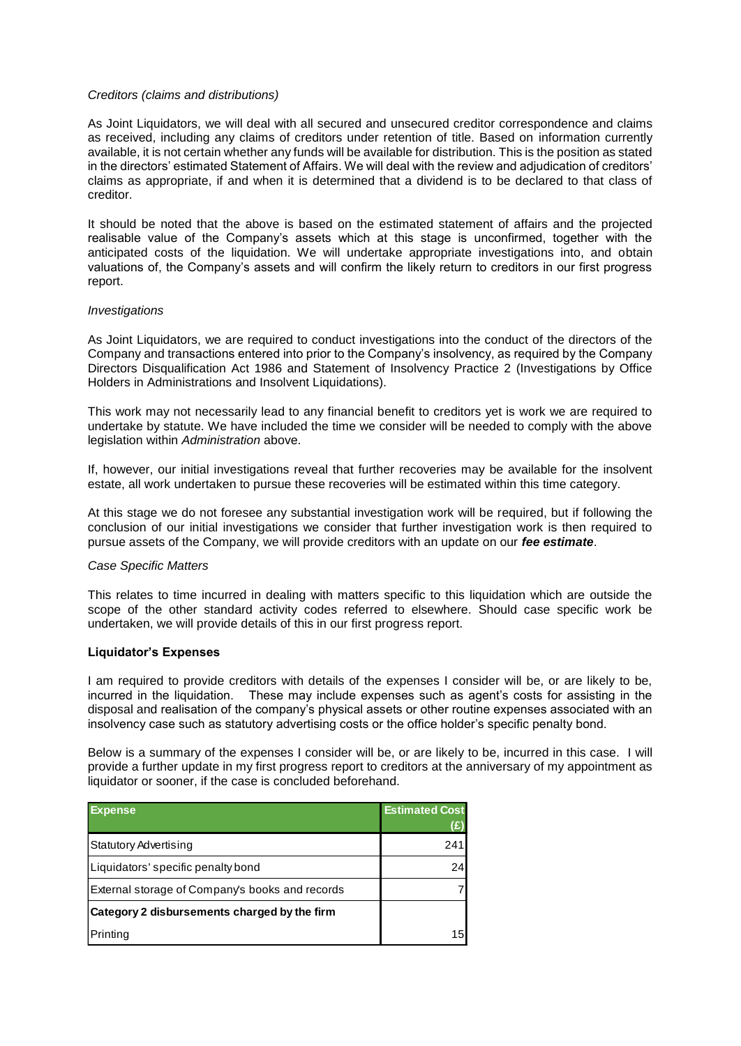*Creditors (claims and distributions)*

As Joint Liquidators, we will deal with all secured and unsecured creditor correspondence and claims as received, including any claims of creditors under retention of title. Based on information currently available, it is not certain whether any funds will be available for distribution. This is the position as stated in the directors' estimated Statement of Affairs. We will deal with the review and adjudication of creditors' claims as appropriate, if and when it is determined that a dividend is to be declared to that class of creditor.

It should be noted that the above is based on the estimated statement of affairs and the projected realisable value of the Company's assets which at this stage is unconfirmed, together with the anticipated costs of the liquidation. We will undertake appropriate investigations into, and obtain valuations of, the Company's assets and will confirm the likely return to creditors in our first progress report.

*Investigations*

As Joint Liquidators, we are required to conduct investigations into the conduct of the directors of the Company and transactions entered into prior to the Company's insolvency, as required by the Company Directors Disqualification Act 1986 and Statement of Insolvency Practice 2 (Investigations by Office Holders in Administrations and Insolvent Liquidations).

This work may not necessarily lead to any financial benefit to creditors yet is work we are required to undertake by statute. We have included the time we consider will be needed to comply with the above legislation within *Administration* above.

If, however, our initial investigations reveal that further recoveries may be available for the insolvent estate, all work undertaken to pursue these recoveries will be estimated within this time category.

At this stage we do not foresee any substantial investigation work will be required, but if following the conclusion of our initial investigations we consider that further investigation work is then required to pursue assets of the Company, we will provide creditors with an update on our ***fee estimate***.

*Case Specific Matters*

This relates to time incurred in dealing with matters specific to this liquidation which are outside the scope of the other standard activity codes referred to elsewhere. Should case specific work be undertaken, we will provide details of this in our first progress report.

**Liquidator's Expenses**

I am required to provide creditors with details of the expenses I consider will be, or are likely to be, incurred in the liquidation. These may include expenses such as agent's costs for assisting in the disposal and realisation of the company's physical assets or other routine expenses associated with an insolvency case such as statutory advertising costs or the office holder's specific penalty bond.

Below is a summary of the expenses I consider will be, or are likely to be, incurred in this case. I will provide a further update in my first progress report to creditors at the anniversary of my appointment as liquidator or sooner, if the case is concluded beforehand.

| Expense | Estimated Cost (£) |
|---|---|
| Statutory Advertising | 241 |
| Liquidators' specific penalty bond | 24 |
| External storage of Company's books and records | 7 |
| **Category 2 disbursements charged by the firm** | |
| Printing | 15 |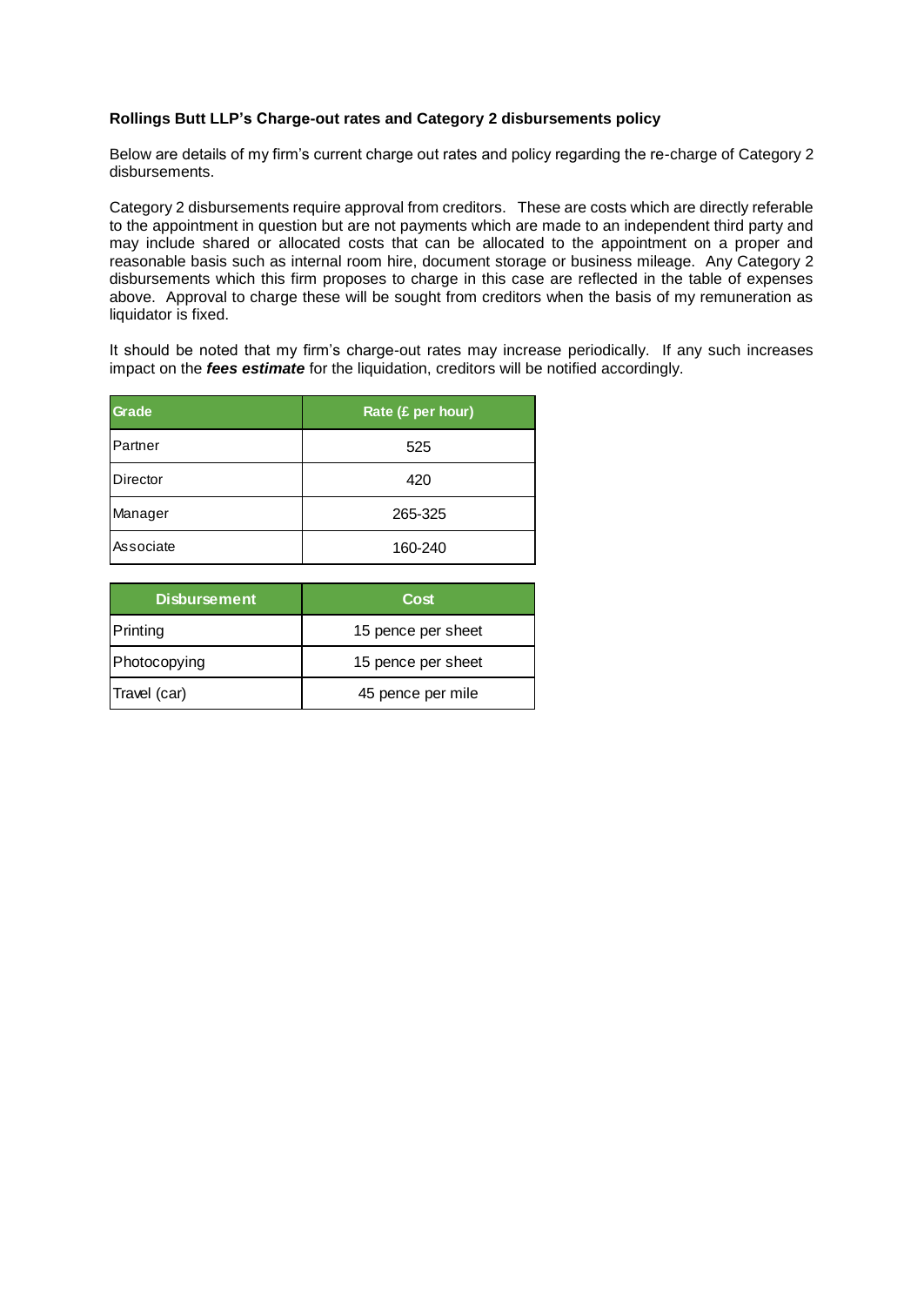**Rollings Butt LLP's Charge-out rates and Category 2 disbursements policy**

Below are details of my firm's current charge out rates and policy regarding the re-charge of Category 2 disbursements.

Category 2 disbursements require approval from creditors. These are costs which are directly referable to the appointment in question but are not payments which are made to an independent third party and may include shared or allocated costs that can be allocated to the appointment on a proper and reasonable basis such as internal room hire, document storage or business mileage. Any Category 2 disbursements which this firm proposes to charge in this case are reflected in the table of expenses above. Approval to charge these will be sought from creditors when the basis of my remuneration as liquidator is fixed.

It should be noted that my firm's charge-out rates may increase periodically. If any such increases impact on the ***fees estimate*** for the liquidation, creditors will be notified accordingly.

| Grade | Rate (£ per hour) |
|---|---|
| Partner | 525 |
| Director | 420 |
| Manager | 265-325 |
| Associate | 160-240 |

| Disbursement | Cost |
|---|---|
| Printing | 15 pence per sheet |
| Photocopying | 15 pence per sheet |
| Travel (car) | 45 pence per mile |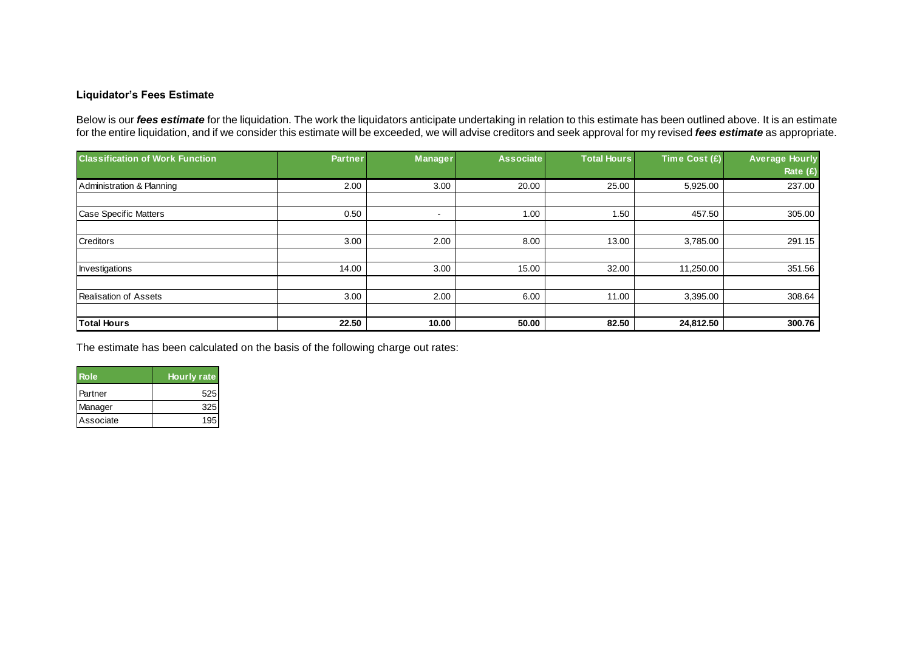**Liquidator's Fees Estimate**

Below is our ***fees estimate*** for the liquidation. The work the liquidators anticipate undertaking in relation to this estimate has been outlined above. It is an estimate for the entire liquidation, and if we consider this estimate will be exceeded, we will advise creditors and seek approval for my revised ***fees estimate*** as appropriate.

| Classification of Work Function | Partner | Manager | Associate | Total Hours | Time Cost (£) | Average Hourly Rate (£) |
|---|---|---|---|---|---|---|
| Administration & Planning | 2.00 | 3.00 | 20.00 | 25.00 | 5,925.00 | 237.00 |
| | | | | | | |
| Case Specific Matters | 0.50 | - | 1.00 | 1.50 | 457.50 | 305.00 |
| | | | | | | |
| Creditors | 3.00 | 2.00 | 8.00 | 13.00 | 3,785.00 | 291.15 |
| | | | | | | |
| Investigations | 14.00 | 3.00 | 15.00 | 32.00 | 11,250.00 | 351.56 |
| | | | | | | |
| Realisation of Assets | 3.00 | 2.00 | 6.00 | 11.00 | 3,395.00 | 308.64 |
| | | | | | | |
| **Total Hours** | **22.50** | **10.00** | **50.00** | **82.50** | **24,812.50** | **300.76** |

The estimate has been calculated on the basis of the following charge out rates:

| Role | Hourly rate |
|---|---|
| Partner | 525 |
| Manager | 325 |
| Associate | 195 |